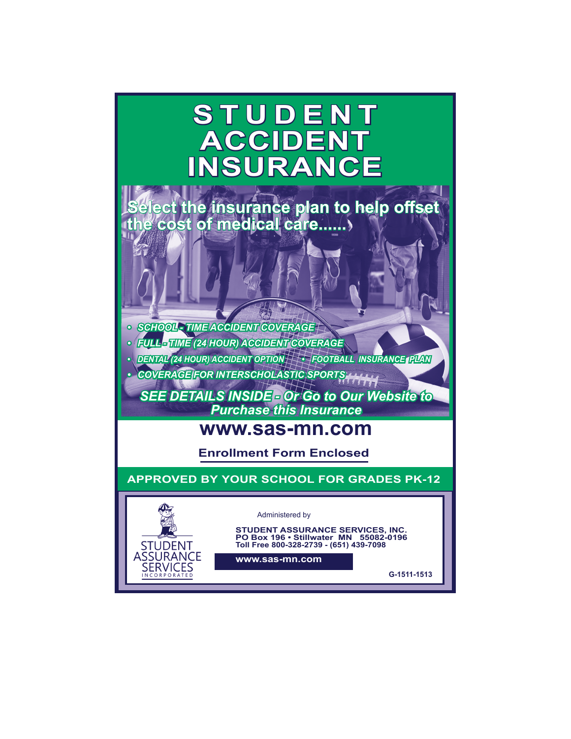# STUDENT ACCIDENT INSURANCE

**Select the insurance plan to help offset the cost of medical care......**

- *SCHOOL - TIME ACCIDENT COVERAGE*
- *FULL - TIME (24 HOUR) ACCIDENT COVERAGE*
- *DENTAL (24 HOUR) ACCIDENT OPTION*
- *FOOTBALL INSURANCE PLAN*
- *COVERAGE FOR INTERSCHOLASTIC SPORTS*

***SEE DETAILS INSIDE - Or Go to Our Website to Purchase this Insurance***

## www.sas-mn.com

**Enrollment Form Enclosed**

**APPROVED BY YOUR SCHOOL FOR GRADES PK-12**

STUDENT ASSURANCE SERVICES INCORPORATED

Administered by

**STUDENT ASSURANCE SERVICES, INC.**
**PO Box 196 • Stillwater MN 55082-0196**
**Toll Free 800-328-2739 - (651) 439-7098**

**www.sas-mn.com**

**G-1511-1513**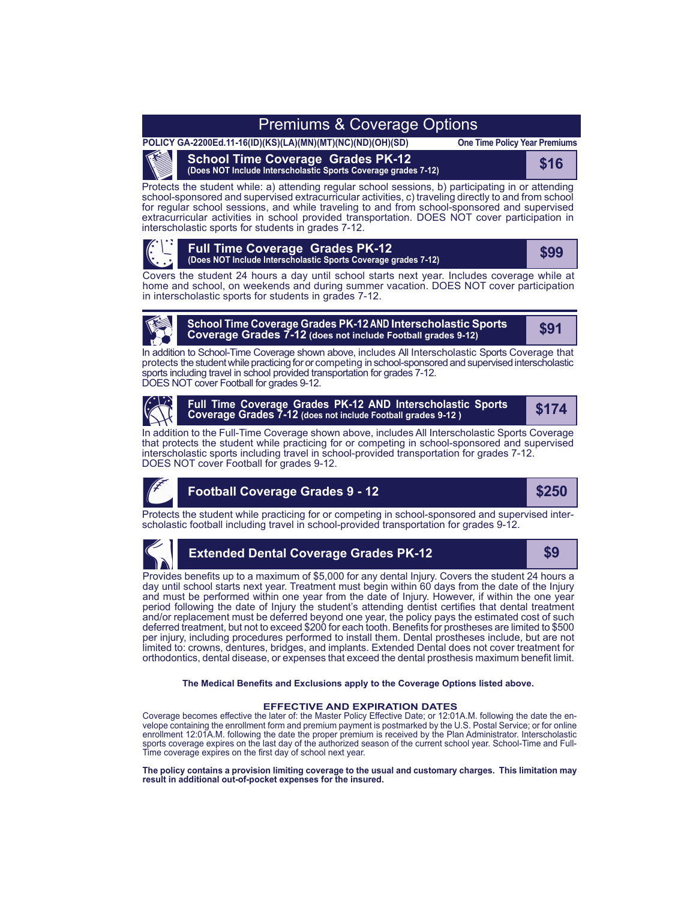# Premiums & Coverage Options

**POLICY GA-2200Ed.11-16(ID)(KS)(LA)(MN)(MT)(NC)(ND)(OH)(SD)** **One Time Policy Year Premiums**

## School Time Coverage Grades PK-12 — $16
**(Does NOT Include Interscholastic Sports Coverage grades 7-12)**

Protects the student while: a) attending regular school sessions, b) participating in or attending school-sponsored and supervised extracurricular activities, c) traveling directly to and from school for regular school sessions, and while traveling to and from school-sponsored and supervised extracurricular activities in school provided transportation. DOES NOT cover participation in interscholastic sports for students in grades 7-12.

## Full Time Coverage Grades PK-12 — $99
**(Does NOT Include Interscholastic Sports Coverage grades 7-12)**

Covers the student 24 hours a day until school starts next year. Includes coverage while at home and school, on weekends and during summer vacation. DOES NOT cover participation in interscholastic sports for students in grades 7-12.

## School Time Coverage Grades PK-12 AND Interscholastic Sports Coverage Grades 7-12 (does not include Football grades 9-12) — $91

In addition to School-Time Coverage shown above, includes All Interscholastic Sports Coverage that protects the student while practicing for or competing in school-sponsored and supervised interscholastic sports including travel in school provided transportation for grades 7-12.
DOES NOT cover Football for grades 9-12.

## Full Time Coverage Grades PK-12 AND Interscholastic Sports Coverage Grades 7-12 (does not include Football grades 9-12) — $174

In addition to the Full-Time Coverage shown above, includes All Interscholastic Sports Coverage that protects the student while practicing for or competing in school-sponsored and supervised interscholastic sports including travel in school-provided transportation for grades 7-12.
DOES NOT cover Football for grades 9-12.

## Football Coverage Grades 9 - 12 — $250

Protects the student while practicing for or competing in school-sponsored and supervised interscholastic football including travel in school-provided transportation for grades 9-12.

## Extended Dental Coverage Grades PK-12 — $9

Provides benefits up to a maximum of $5,000 for any dental Injury. Covers the student 24 hours a day until school starts next year. Treatment must begin within 60 days from the date of the Injury and must be performed within one year from the date of Injury. However, if within the one year period following the date of Injury the student's attending dentist certifies that dental treatment and/or replacement must be deferred beyond one year, the policy pays the estimated cost of such deferred treatment, but not to exceed $200 for each tooth. Benefits for prostheses are limited to $500 per injury, including procedures performed to install them. Dental prostheses include, but are not limited to: crowns, dentures, bridges, and implants. Extended Dental does not cover treatment for orthodontics, dental disease, or expenses that exceed the dental prosthesis maximum benefit limit.

**The Medical Benefits and Exclusions apply to the Coverage Options listed above.**

### EFFECTIVE AND EXPIRATION DATES

Coverage becomes effective the later of: the Master Policy Effective Date; or 12:01A.M. following the date the envelope containing the enrollment form and premium payment is postmarked by the U.S. Postal Service; or for online enrollment 12:01A.M. following the date the proper premium is received by the Plan Administrator. Interscholastic sports coverage expires on the last day of the authorized season of the current school year. School-Time and Full-Time coverage expires on the first day of school next year.

**The policy contains a provision limiting coverage to the usual and customary charges. This limitation may result in additional out-of-pocket expenses for the insured.**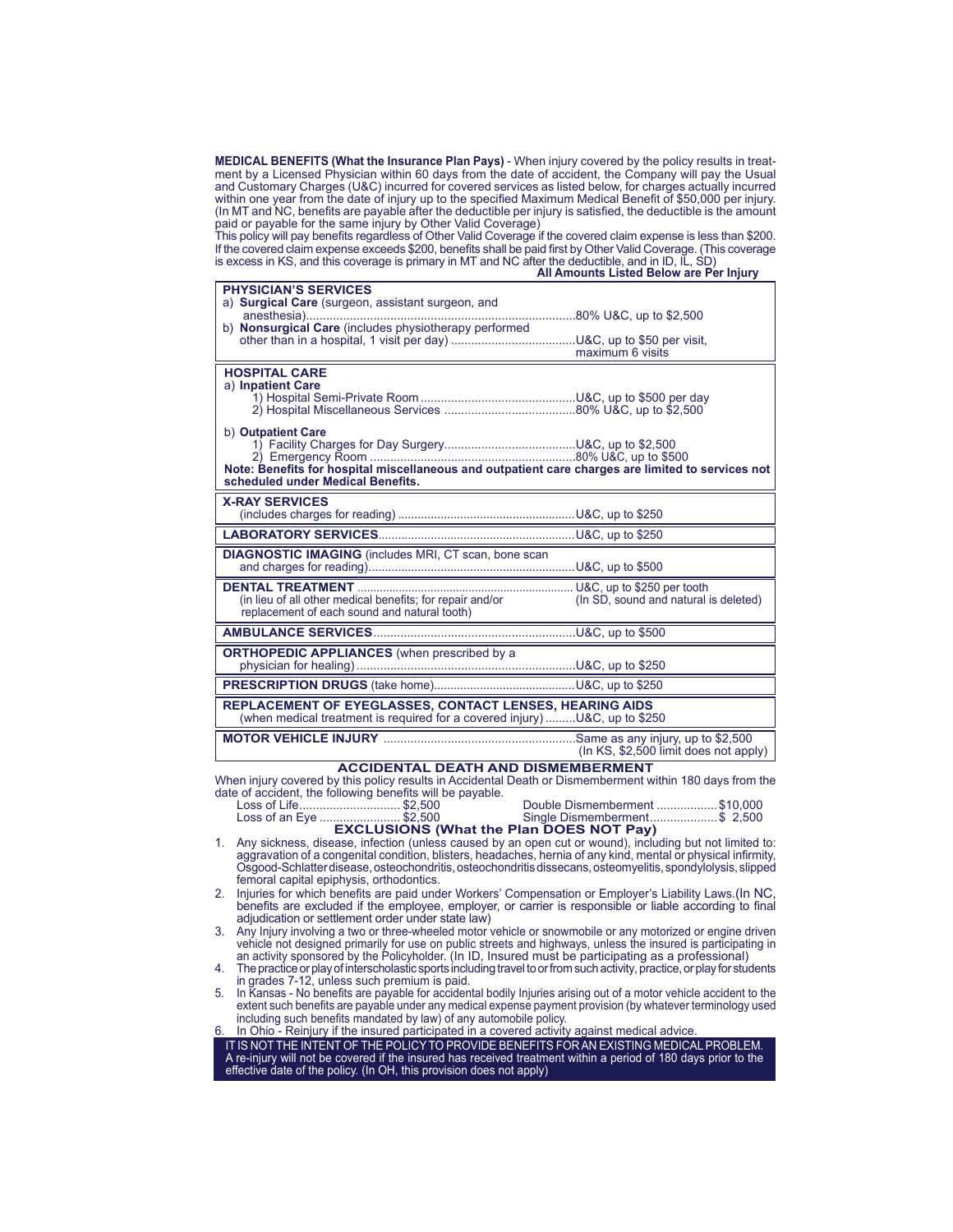**MEDICAL BENEFITS (What the Insurance Plan Pays)** - When injury covered by the policy results in treatment by a Licensed Physician within 60 days from the date of accident, the Company will pay the Usual and Customary Charges (U&C) incurred for covered services as listed below, for charges actually incurred within one year from the date of injury up to the specified Maximum Medical Benefit of $50,000 per injury. (In MT and NC, benefits are payable after the deductible per injury is satisfied, the deductible is the amount paid or payable for the same injury by Other Valid Coverage)

This policy will pay benefits regardless of Other Valid Coverage if the covered claim expense is less than $200. If the covered claim expense exceeds $200, benefits shall be paid first by Other Valid Coverage. (This coverage is excess in KS, and this coverage is primary in MT and NC after the deductible, and in ID, IL, SD)

**All Amounts Listed Below are Per Injury**

| Service | Benefit |
|---|---|
| **PHYSICIAN'S SERVICES** | |
| a) **Surgical Care** (surgeon, assistant surgeon, and anesthesia) | 80% U&C, up to $2,500 |
| b) **Nonsurgical Care** (includes physiotherapy performed other than in a hospital, 1 visit per day) | U&C, up to $50 per visit, maximum 6 visits |
| **HOSPITAL CARE** | |
| a) **Inpatient Care** | |
| 1) Hospital Semi-Private Room | U&C, up to $500 per day |
| 2) Hospital Miscellaneous Services | 80% U&C, up to $2,500 |
| b) **Outpatient Care** | |
| 1) Facility Charges for Day Surgery | U&C, up to $2,500 |
| 2) Emergency Room | 80% U&C, up to $500 |
| **Note: Benefits for hospital miscellaneous and outpatient care charges are limited to services not scheduled under Medical Benefits.** | |
| **X-RAY SERVICES** (includes charges for reading) | U&C, up to $250 |
| **LABORATORY SERVICES** | U&C, up to $250 |
| **DIAGNOSTIC IMAGING** (includes MRI, CT scan, bone scan and charges for reading) | U&C, up to $500 |
| **DENTAL TREATMENT** (in lieu of all other medical benefits; for repair and/or replacement of each sound and natural tooth) | U&C, up to $250 per tooth (In SD, sound and natural is deleted) |
| **AMBULANCE SERVICES** | U&C, up to $500 |
| **ORTHOPEDIC APPLIANCES** (when prescribed by a physician for healing) | U&C, up to $250 |
| **PRESCRIPTION DRUGS** (take home) | U&C, up to $250 |
| **REPLACEMENT OF EYEGLASSES, CONTACT LENSES, HEARING AIDS** (when medical treatment is required for a covered injury) | U&C, up to $250 |
| **MOTOR VEHICLE INJURY** | Same as any injury, up to $2,500 (In KS, $2,500 limit does not apply) |

## ACCIDENTAL DEATH AND DISMEMBERMENT

When injury covered by this policy results in Accidental Death or Dismemberment within 180 days from the date of accident, the following benefits will be payable.

| | | | |
|---|---|---|---|
| Loss of Life | $2,500 | Double Dismemberment | $10,000 |
| Loss of an Eye | $2,500 | Single Dismemberment | $ 2,500 |

## EXCLUSIONS (What the Plan DOES NOT Pay)

1. Any sickness, disease, infection (unless caused by an open cut or wound), including but not limited to: aggravation of a congenital condition, blisters, headaches, hernia of any kind, mental or physical infirmity, Osgood-Schlatter disease, osteochondritis, osteochondritis dissecans, osteomyelitis, spondylolysis, slipped femoral capital epiphysis, orthodontics.
2. Injuries for which benefits are paid under Workers' Compensation or Employer's Liability Laws.(In NC, benefits are excluded if the employee, employer, or carrier is responsible or liable according to final adjudication or settlement order under state law)
3. Any Injury involving a two or three-wheeled motor vehicle or snowmobile or any motorized or engine driven vehicle not designed primarily for use on public streets and highways, unless the insured is participating in an activity sponsored by the Policyholder. (In ID, Insured must be participating as a professional)
4. The practice or play of interscholastic sports including travel to or from such activity, practice, or play for students in grades 7-12, unless such premium is paid.
5. In Kansas - No benefits are payable for accidental bodily Injuries arising out of a motor vehicle accident to the extent such benefits are payable under any medical expense payment provision (by whatever terminology used including such benefits mandated by law) of any automobile policy.
6. In Ohio - Reinjury if the insured participated in a covered activity against medical advice.

IT IS NOT THE INTENT OF THE POLICY TO PROVIDE BENEFITS FOR AN EXISTING MEDICAL PROBLEM. A re-injury will not be covered if the insured has received treatment within a period of 180 days prior to the effective date of the policy. (In OH, this provision does not apply)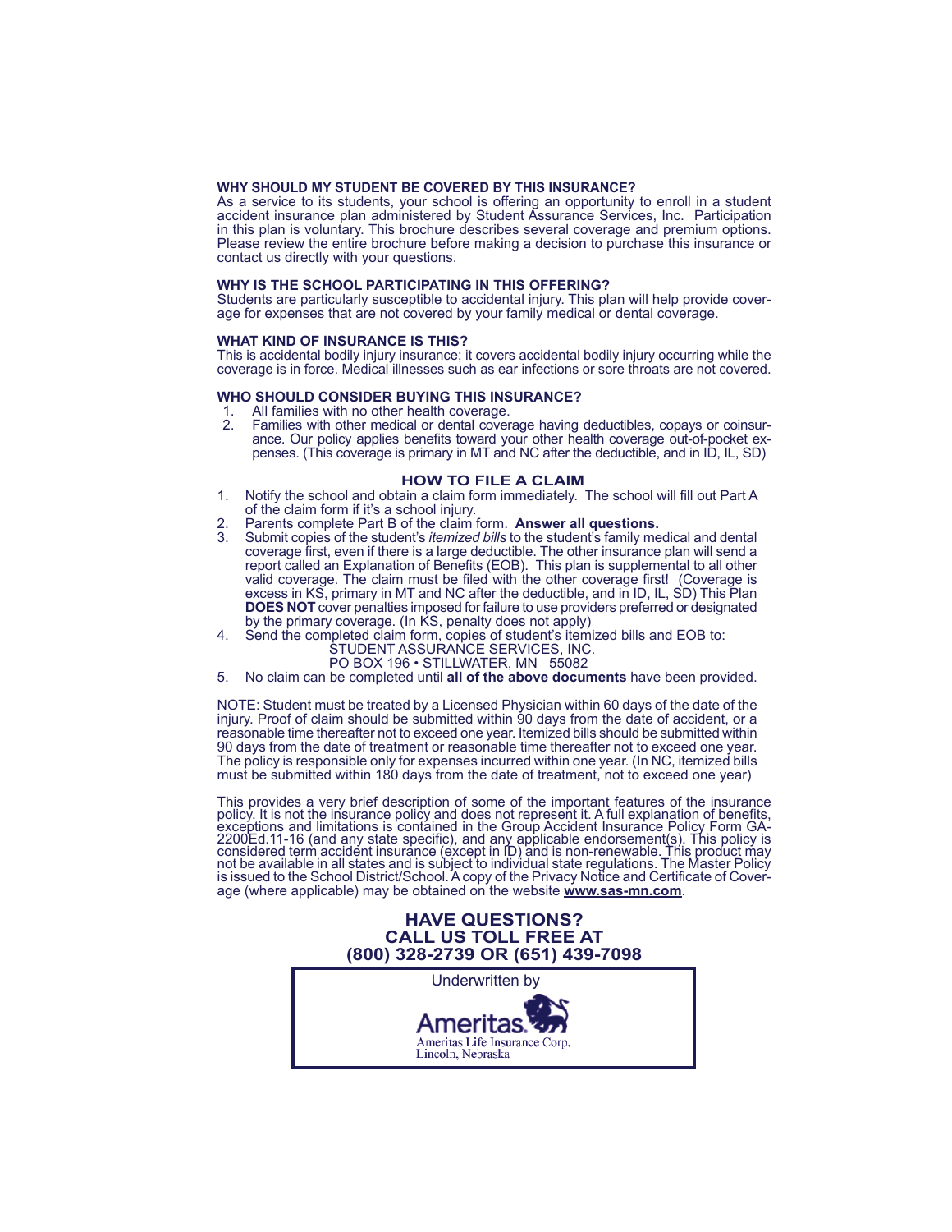### WHY SHOULD MY STUDENT BE COVERED BY THIS INSURANCE?

As a service to its students, your school is offering an opportunity to enroll in a student accident insurance plan administered by Student Assurance Services, Inc. Participation in this plan is voluntary. This brochure describes several coverage and premium options. Please review the entire brochure before making a decision to purchase this insurance or contact us directly with your questions.

### WHY IS THE SCHOOL PARTICIPATING IN THIS OFFERING?

Students are particularly susceptible to accidental injury. This plan will help provide coverage for expenses that are not covered by your family medical or dental coverage.

### WHAT KIND OF INSURANCE IS THIS?

This is accidental bodily injury insurance; it covers accidental bodily injury occurring while the coverage is in force. Medical illnesses such as ear infections or sore throats are not covered.

### WHO SHOULD CONSIDER BUYING THIS INSURANCE?

1. All families with no other health coverage.
2. Families with other medical or dental coverage having deductibles, copays or coinsurance. Our policy applies benefits toward your other health coverage out-of-pocket expenses. (This coverage is primary in MT and NC after the deductible, and in ID, IL, SD)

## HOW TO FILE A CLAIM

1. Notify the school and obtain a claim form immediately. The school will fill out Part A of the claim form if it's a school injury.
2. Parents complete Part B of the claim form. **Answer all questions.**
3. Submit copies of the student's *itemized bills* to the student's family medical and dental coverage first, even if there is a large deductible. The other insurance plan will send a report called an Explanation of Benefits (EOB). This plan is supplemental to all other valid coverage. The claim must be filed with the other coverage first! (Coverage is excess in KS, primary in MT and NC after the deductible, and in ID, IL, SD) This Plan **DOES NOT** cover penalties imposed for failure to use providers preferred or designated by the primary coverage. (In KS, penalty does not apply)
4. Send the completed claim form, copies of student's itemized bills and EOB to:
   STUDENT ASSURANCE SERVICES, INC.
   PO BOX 196 • STILLWATER, MN 55082
5. No claim can be completed until **all of the above documents** have been provided.

NOTE: Student must be treated by a Licensed Physician within 60 days of the date of the injury. Proof of claim should be submitted within 90 days from the date of accident, or a reasonable time thereafter not to exceed one year. Itemized bills should be submitted within 90 days from the date of treatment or reasonable time thereafter not to exceed one year. The policy is responsible only for expenses incurred within one year. (In NC, itemized bills must be submitted within 180 days from the date of treatment, not to exceed one year)

This provides a very brief description of some of the important features of the insurance policy. It is not the insurance policy and does not represent it. A full explanation of benefits, exceptions and limitations is contained in the Group Accident Insurance Policy Form GA-2200Ed.11-16 (and any state specific), and any applicable endorsement(s). This policy is considered term accident insurance (except in ID) and is non-renewable. This product may not be available in all states and is subject to individual state regulations. The Master Policy is issued to the School District/School. A copy of the Privacy Notice and Certificate of Coverage (where applicable) may be obtained on the website **www.sas-mn.com**.

## HAVE QUESTIONS? CALL US TOLL FREE AT (800) 328-2739 OR (651) 439-7098

Underwritten by

Ameritas.
Ameritas Life Insurance Corp.
Lincoln, Nebraska